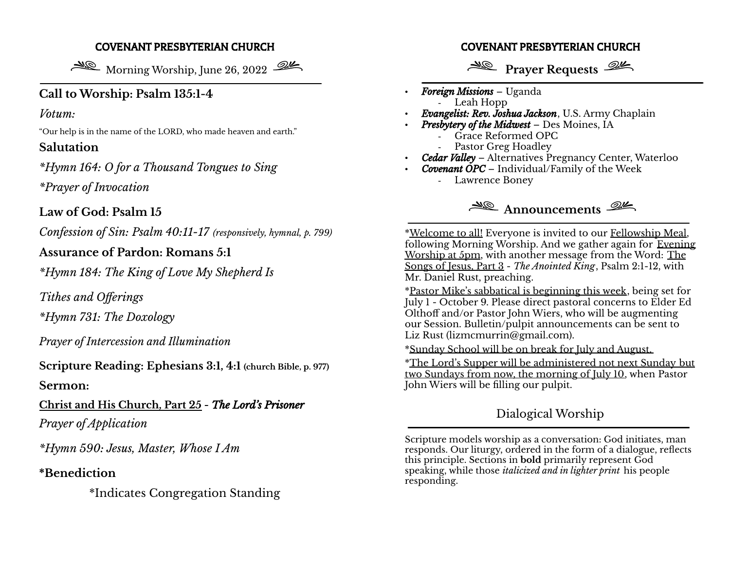## COVENANT PRESBYTERIAN CHURCH

Morning Worship, June 26, 2022

**Call to Worship: Psalm 135:1-4**

*Votum:*

"Our help is in the name of the LORD, who made heaven and earth."

**Salutation**

*\*Hymn 164: O for a Thousand Tongues to Sing*

*\*Prayer of Invocation*

**Law of God: Psalm 15**

*Confession of Sin: Psalm 40:11-17 (responsively, hymnal, p. 799)*

**Assurance of Pardon: Romans 5:1**

*\*Hymn 184: The King of Love My Shepherd Is*

*Tithes and Offerings*

*\*Hymn 731: The Doxology*

*Prayer of Intercession and Illumination*

**Scripture Reading: Ephesians 3:1, 4:1 (church Bible, p. 977)**

**Sermon:**

**Christ and His Church, Part 25** - ***The Lord's Prisoner***

*Prayer of Application*

*\*Hymn 590: Jesus, Master, Whose I Am*

**\*Benediction**

\*Indicates Congregation Standing

## COVENANT PRESBYTERIAN CHURCH

### Prayer Requests

- ***Foreign Missions*** – Uganda
  - Leah Hopp
- ***Evangelist: Rev. Joshua Jackson***, U.S. Army Chaplain
- ***Presbytery of the Midwest*** – Des Moines, IA
  - Grace Reformed OPC
  - Pastor Greg Hoadley
- ***Cedar Valley*** – Alternatives Pregnancy Center, Waterloo
- ***Covenant OPC*** – Individual/Family of the Week
  - Lawrence Boney

### Announcements

\*Welcome to all! Everyone is invited to our Fellowship Meal, following Morning Worship. And we gather again for Evening Worship at 5pm, with another message from the Word: The Songs of Jesus, Part 3 - *The Anointed King*, Psalm 2:1-12, with Mr. Daniel Rust, preaching.

\*Pastor Mike's sabbatical is beginning this week, being set for July 1 - October 9. Please direct pastoral concerns to Elder Ed Olthoff and/or Pastor John Wiers, who will be augmenting our Session. Bulletin/pulpit announcements can be sent to Liz Rust (lizmcmurrin@gmail.com).

\*Sunday School will be on break for July and August.

\*The Lord's Supper will be administered not next Sunday but two Sundays from now, the morning of July 10, when Pastor John Wiers will be filling our pulpit.

### Dialogical Worship

Scripture models worship as a conversation: God initiates, man responds. Our liturgy, ordered in the form of a dialogue, reflects this principle. Sections in **bold** primarily represent God speaking, while those *italicized and in lighter print* his people responding.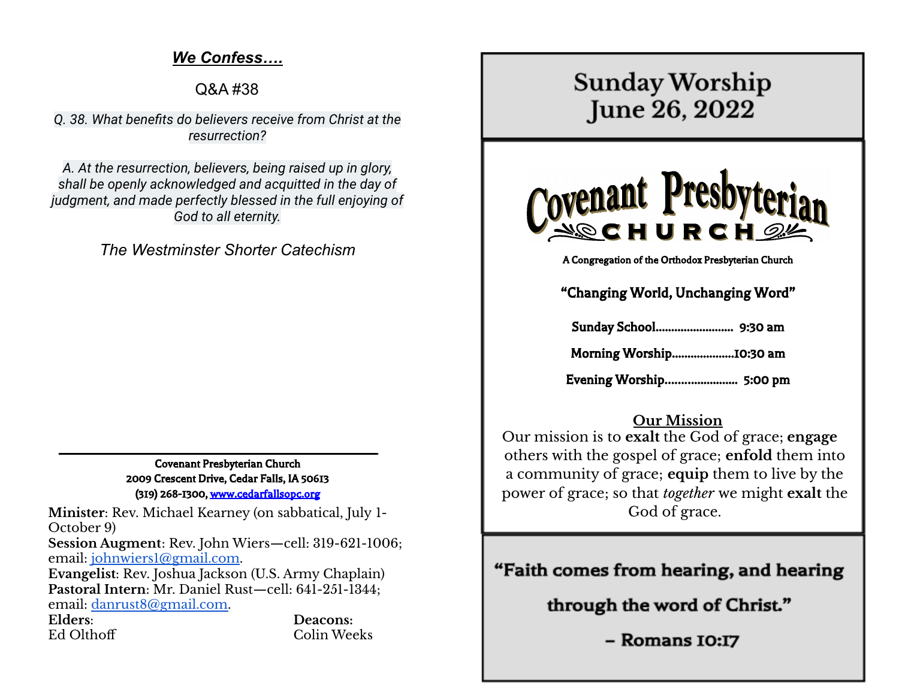## ***We Confess….***

Q&A #38

*Q. 38. What benefits do believers receive from Christ at the resurrection?*

*A. At the resurrection, believers, being raised up in glory, shall be openly acknowledged and acquitted in the day of judgment, and made perfectly blessed in the full enjoying of God to all eternity.*

*The Westminster Shorter Catechism*

---

**Covenant Presbyterian Church**
**2009 Crescent Drive, Cedar Falls, IA 50613**
**(319) 268-1300, [www.cedarfallsopc.org](http://www.cedarfallsopc.org)**

**Minister**: Rev. Michael Kearney (on sabbatical, July 1-October 9)
**Session Augment**: Rev. John Wiers—cell: 319-621-1006; email: johnwiers1@gmail.com.
**Evangelist**: Rev. Joshua Jackson (U.S. Army Chaplain)
**Pastoral Intern**: Mr. Daniel Rust—cell: 641-251-1344; email: danrust8@gmail.com.

| **Elders**: | **Deacons**: |
|---|---|
| Ed Olthoff | Colin Weeks |

# Sunday Worship
# June 26, 2022

# Covenant Presbyterian CHURCH

**A Congregation of the Orthodox Presbyterian Church**

**"Changing World, Unchanging Word"**

**Sunday School………………….. 9:30 am**
**Morning Worship……………….10:30 am**
**Evening Worship………………… 5:00 pm**

**Our Mission**

Our mission is to **exalt** the God of grace; **engage** others with the gospel of grace; **enfold** them into a community of grace; **equip** them to live by the power of grace; so that *together* we might **exalt** the God of grace.

**"Faith comes from hearing, and hearing through the word of Christ."**

**– Romans 10:17**